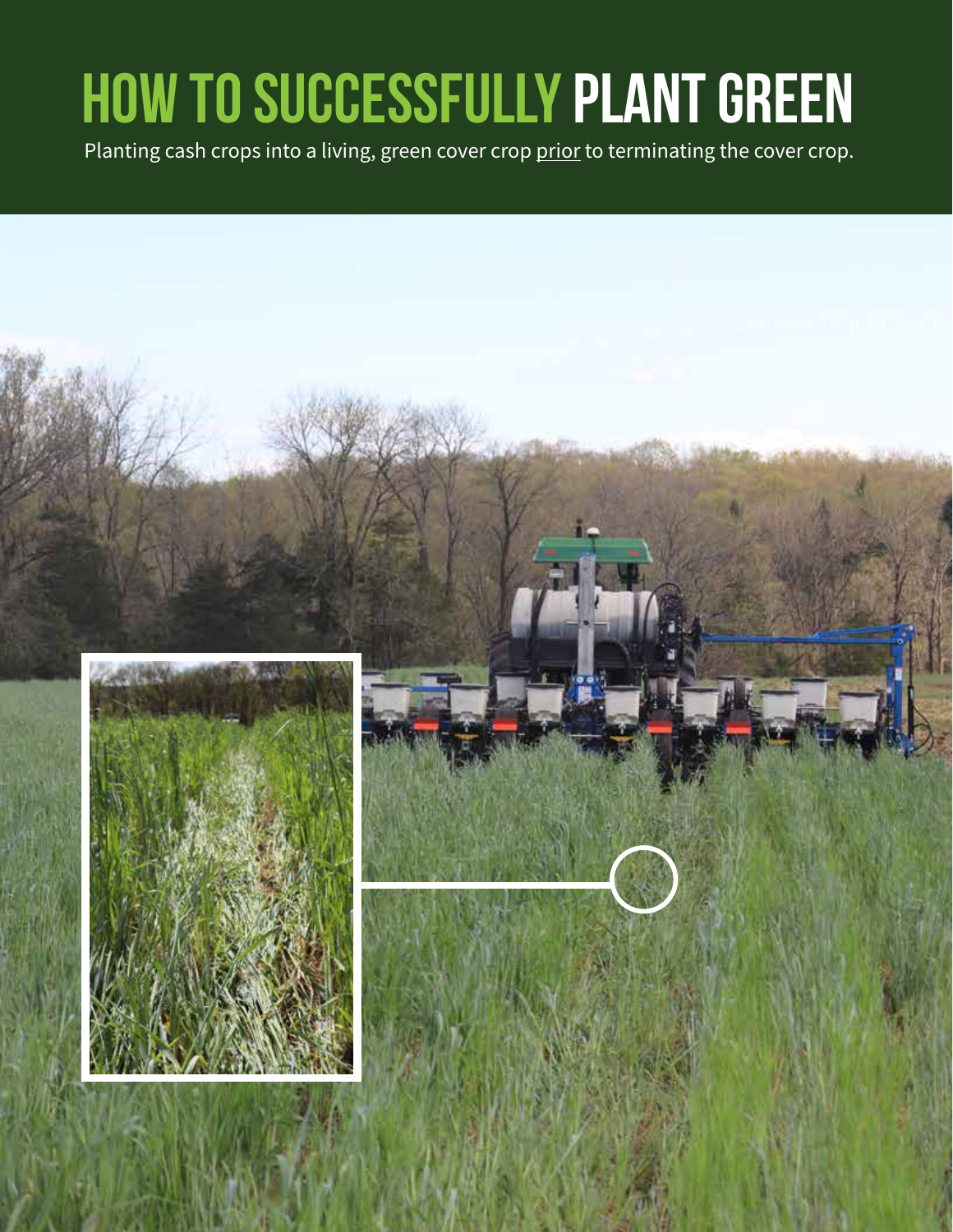# HOW TO SUCCESSFULLY PLANT GREEN

Planting cash crops into a living, green cover crop prior to terminating the cover crop.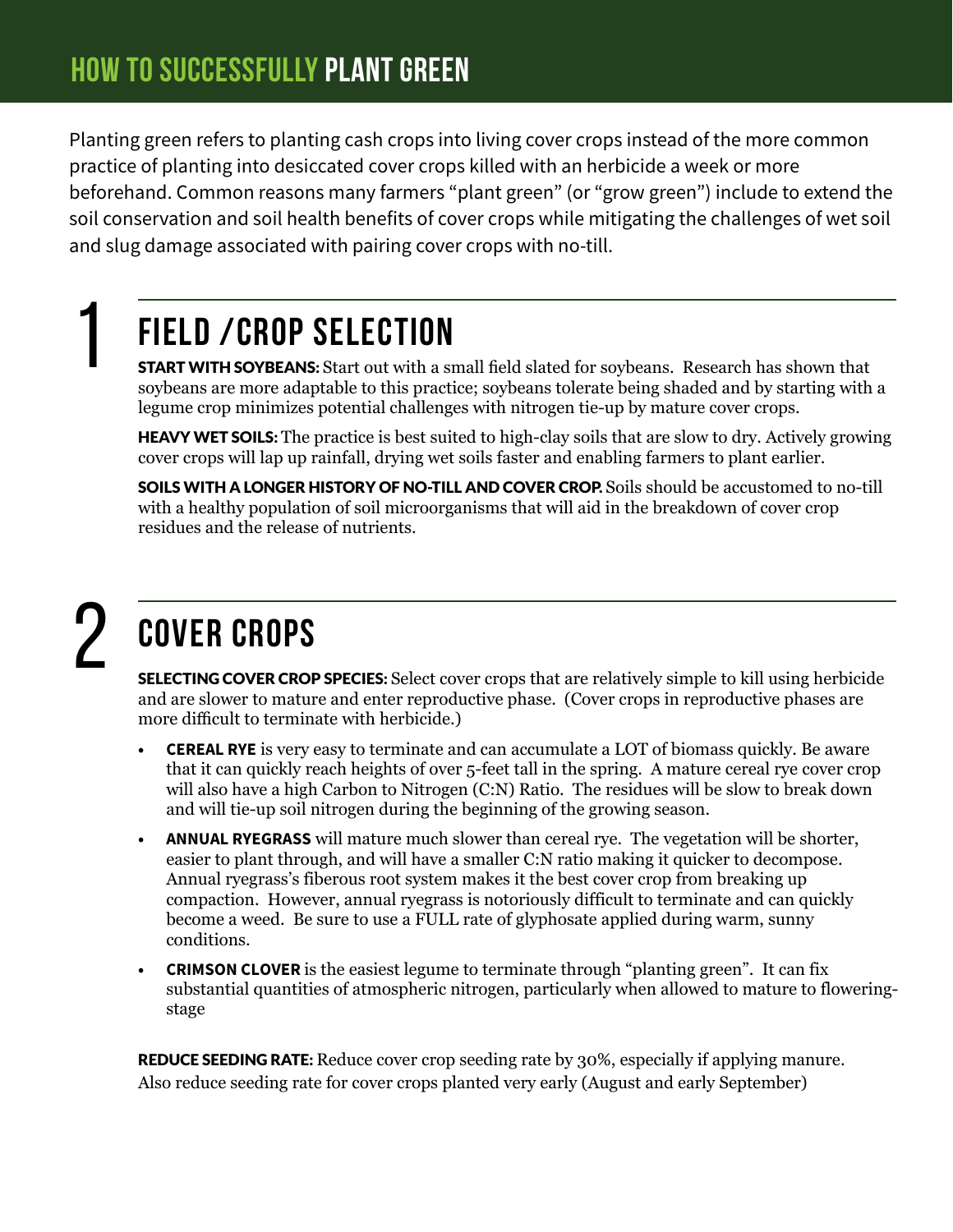# HOW TO SUCCESSFULLY PLANT GREEN

Planting green refers to planting cash crops into living cover crops instead of the more common practice of planting into desiccated cover crops killed with an herbicide a week or more beforehand. Common reasons many farmers "plant green" (or "grow green") include to extend the soil conservation and soil health benefits of cover crops while mitigating the challenges of wet soil and slug damage associated with pairing cover crops with no-till.

## 1 FIELD /CROP SELECTION

**START WITH SOYBEANS:** Start out with a small field slated for soybeans. Research has shown that soybeans are more adaptable to this practice; soybeans tolerate being shaded and by starting with a legume crop minimizes potential challenges with nitrogen tie-up by mature cover crops.

**HEAVY WET SOILS:** The practice is best suited to high-clay soils that are slow to dry. Actively growing cover crops will lap up rainfall, drying wet soils faster and enabling farmers to plant earlier.

**SOILS WITH A LONGER HISTORY OF NO-TILL AND COVER CROP.** Soils should be accustomed to no-till with a healthy population of soil microorganisms that will aid in the breakdown of cover crop residues and the release of nutrients.

## 2 COVER CROPS

**SELECTING COVER CROP SPECIES:** Select cover crops that are relatively simple to kill using herbicide and are slower to mature and enter reproductive phase. (Cover crops in reproductive phases are more difficult to terminate with herbicide.)

- **CEREAL RYE** is very easy to terminate and can accumulate a LOT of biomass quickly. Be aware that it can quickly reach heights of over 5-feet tall in the spring. A mature cereal rye cover crop will also have a high Carbon to Nitrogen (C:N) Ratio. The residues will be slow to break down and will tie-up soil nitrogen during the beginning of the growing season.
- **ANNUAL RYEGRASS** will mature much slower than cereal rye. The vegetation will be shorter, easier to plant through, and will have a smaller C:N ratio making it quicker to decompose. Annual ryegrass's fiberous root system makes it the best cover crop from breaking up compaction. However, annual ryegrass is notoriously difficult to terminate and can quickly become a weed. Be sure to use a FULL rate of glyphosate applied during warm, sunny conditions.
- **CRIMSON CLOVER** is the easiest legume to terminate through "planting green". It can fix substantial quantities of atmospheric nitrogen, particularly when allowed to mature to flowering-stage

**REDUCE SEEDING RATE:** Reduce cover crop seeding rate by 30%, especially if applying manure. Also reduce seeding rate for cover crops planted very early (August and early September)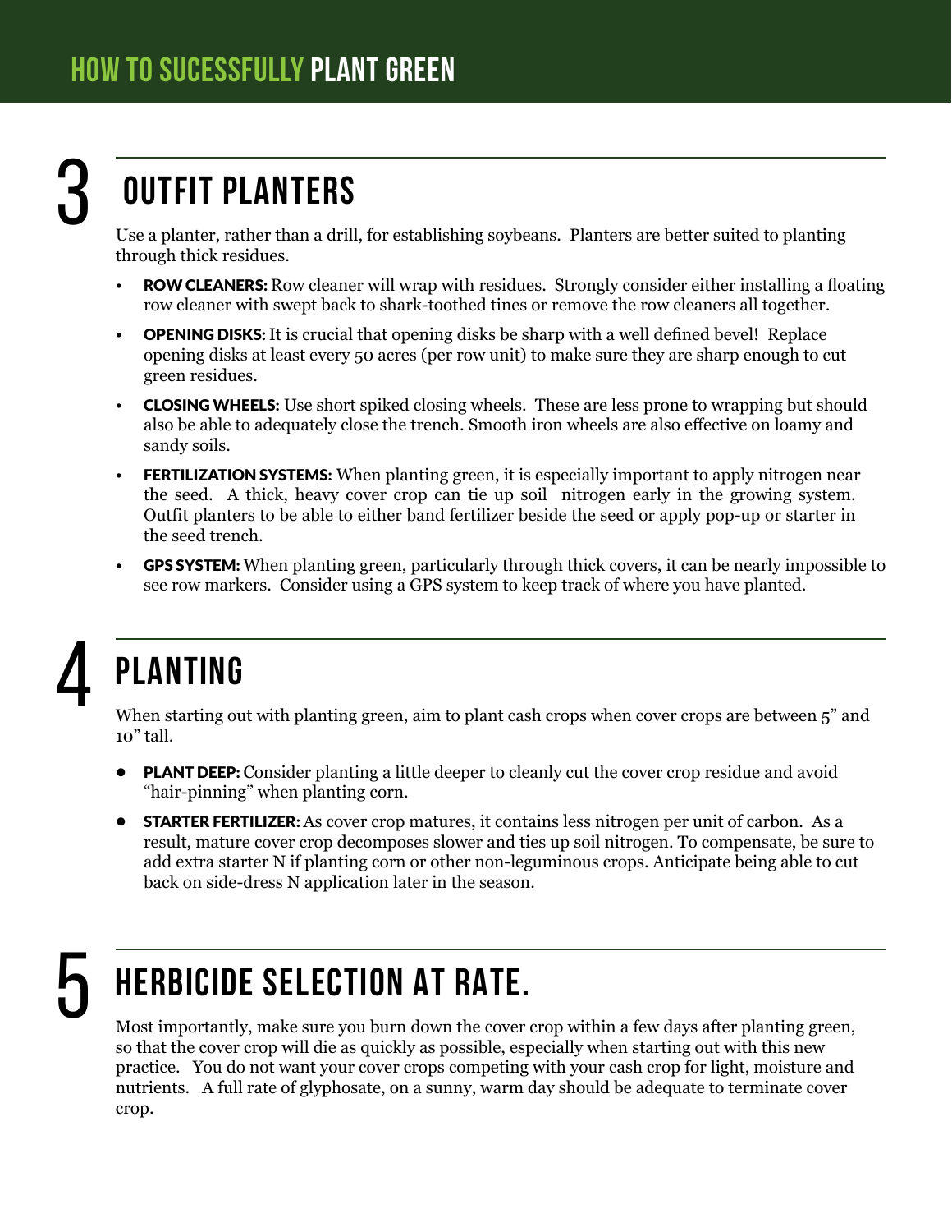# HOW TO SUCESSFULLY PLANT GREEN

## 3 OUTFIT PLANTERS

Use a planter, rather than a drill, for establishing soybeans. Planters are better suited to planting through thick residues.

- **ROW CLEANERS:** Row cleaner will wrap with residues. Strongly consider either installing a floating row cleaner with swept back to shark-toothed tines or remove the row cleaners all together.
- **OPENING DISKS:** It is crucial that opening disks be sharp with a well defined bevel! Replace opening disks at least every 50 acres (per row unit) to make sure they are sharp enough to cut green residues.
- **CLOSING WHEELS:** Use short spiked closing wheels. These are less prone to wrapping but should also be able to adequately close the trench. Smooth iron wheels are also effective on loamy and sandy soils.
- **FERTILIZATION SYSTEMS:** When planting green, it is especially important to apply nitrogen near the seed. A thick, heavy cover crop can tie up soil nitrogen early in the growing system. Outfit planters to be able to either band fertilizer beside the seed or apply pop-up or starter in the seed trench.
- **GPS SYSTEM:** When planting green, particularly through thick covers, it can be nearly impossible to see row markers. Consider using a GPS system to keep track of where you have planted.

## 4 PLANTING

When starting out with planting green, aim to plant cash crops when cover crops are between 5" and 10" tall.

- **PLANT DEEP:** Consider planting a little deeper to cleanly cut the cover crop residue and avoid "hair-pinning" when planting corn.
- **STARTER FERTILIZER:** As cover crop matures, it contains less nitrogen per unit of carbon. As a result, mature cover crop decomposes slower and ties up soil nitrogen. To compensate, be sure to add extra starter N if planting corn or other non-leguminous crops. Anticipate being able to cut back on side-dress N application later in the season.

## 5 HERBICIDE SELECTION AT RATE.

Most importantly, make sure you burn down the cover crop within a few days after planting green, so that the cover crop will die as quickly as possible, especially when starting out with this new practice. You do not want your cover crops competing with your cash crop for light, moisture and nutrients. A full rate of glyphosate, on a sunny, warm day should be adequate to terminate cover crop.